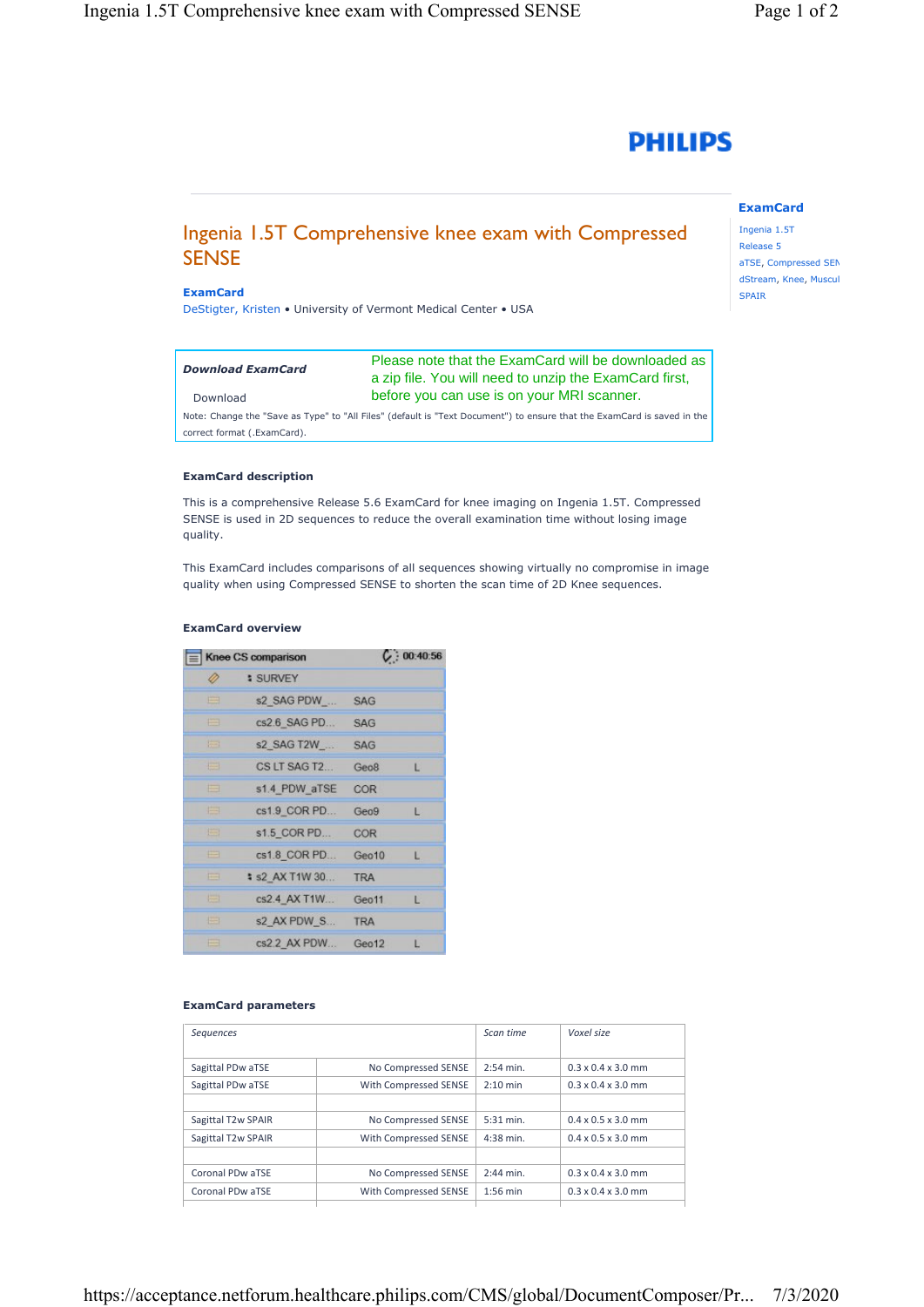PHILIPS

# Ingenia 1.5T Comprehensive knee exam with Compressed SENSE

**ExamCard**

DeStigter, Kristen • University of Vermont Medical Center • USA

**ExamCard**

Ingenia 1.5T
Release 5
aTSE, Compressed SEN
dStream, Knee, Muscul
SPAIR

***Download ExamCard***

Download

Please note that the ExamCard will be downloaded as a zip file. You will need to unzip the ExamCard first, before you can use is on your MRI scanner.

Note: Change the "Save as Type" to "All Files" (default is "Text Document") to ensure that the ExamCard is saved in the correct format (.ExamCard).

### ExamCard description

This is a comprehensive Release 5.6 ExamCard for knee imaging on Ingenia 1.5T. Compressed SENSE is used in 2D sequences to reduce the overall examination time without losing image quality.

This ExamCard includes comparisons of all sequences showing virtually no compromise in image quality when using Compressed SENSE to shorten the scan time of 2D Knee sequences.

### ExamCard overview

Knee CS comparison — 00:40:56

| Sequence | Orientation | |
|---|---|---|
| SURVEY | | |
| s2_SAG PDW_... | SAG | |
| cs2.6_SAG PD... | SAG | |
| s2_SAG T2W_... | SAG | |
| CS LT SAG T2... | Geo8 | L |
| s1.4_PDW_aTSE | COR | |
| cs1.9_COR PD... | Geo9 | L |
| s1.5_COR PD... | COR | |
| cs1.8_COR PD... | Geo10 | L |
| s2_AX T1W 30... | TRA | |
| cs2.4_AX T1W... | Geo11 | L |
| s2_AX PDW_S... | TRA | |
| cs2.2_AX PDW... | Geo12 | L |

### ExamCard parameters

| *Sequences* | | *Scan time* | *Voxel size* |
|---|---|---|---|
| Sagittal PDw aTSE | No Compressed SENSE | 2:54 min. | 0.3 x 0.4 x 3.0 mm |
| Sagittal PDw aTSE | With Compressed SENSE | 2:10 min | 0.3 x 0.4 x 3.0 mm |
| | | | |
| Sagittal T2w SPAIR | No Compressed SENSE | 5:31 min. | 0.4 x 0.5 x 3.0 mm |
| Sagittal T2w SPAIR | With Compressed SENSE | 4:38 min. | 0.4 x 0.5 x 3.0 mm |
| | | | |
| Coronal PDw aTSE | No Compressed SENSE | 2:44 min. | 0.3 x 0.4 x 3.0 mm |
| Coronal PDw aTSE | With Compressed SENSE | 1:56 min | 0.3 x 0.4 x 3.0 mm |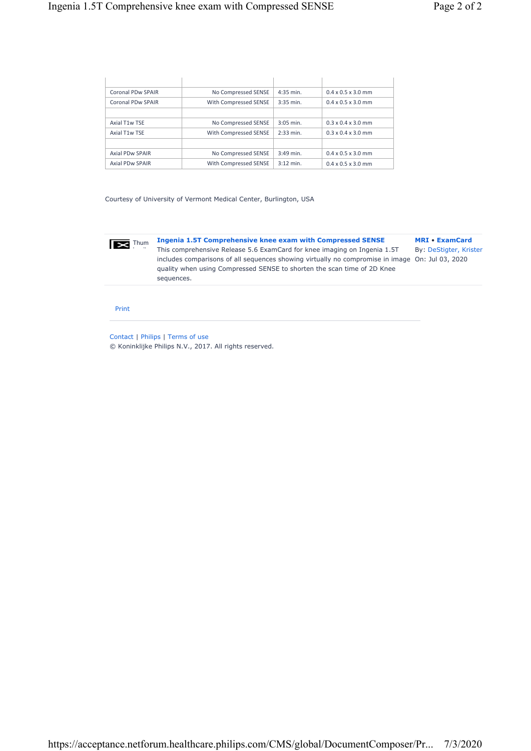| | | | |
|---|---|---|---|
| Coronal PDw SPAIR | No Compressed SENSE | 4:35 min. | 0.4 x 0.5 x 3.0 mm |
| Coronal PDw SPAIR | With Compressed SENSE | 3:35 min. | 0.4 x 0.5 x 3.0 mm |
| | | | |
| Axial T1w TSE | No Compressed SENSE | 3:05 min. | 0.3 x 0.4 x 3.0 mm |
| Axial T1w TSE | With Compressed SENSE | 2:33 min. | 0.3 x 0.4 x 3.0 mm |
| | | | |
| Axial PDw SPAIR | No Compressed SENSE | 3:49 min. | 0.4 x 0.5 x 3.0 mm |
| Axial PDw SPAIR | With Compressed SENSE | 3:12 min. | 0.4 x 0.5 x 3.0 mm |

Courtesy of University of Vermont Medical Center, Burlington, USA

**Ingenia 1.5T Comprehensive knee exam with Compressed SENSE**

This comprehensive Release 5.6 ExamCard for knee imaging on Ingenia 1.5T includes comparisons of all sequences showing virtually no compromise in image quality when using Compressed SENSE to shorten the scan time of 2D Knee sequences.

**MRI • ExamCard**

By: DeStigter, Krister

On: Jul 03, 2020

Print

Contact | Philips | Terms of use

© Koninklijke Philips N.V., 2017. All rights reserved.